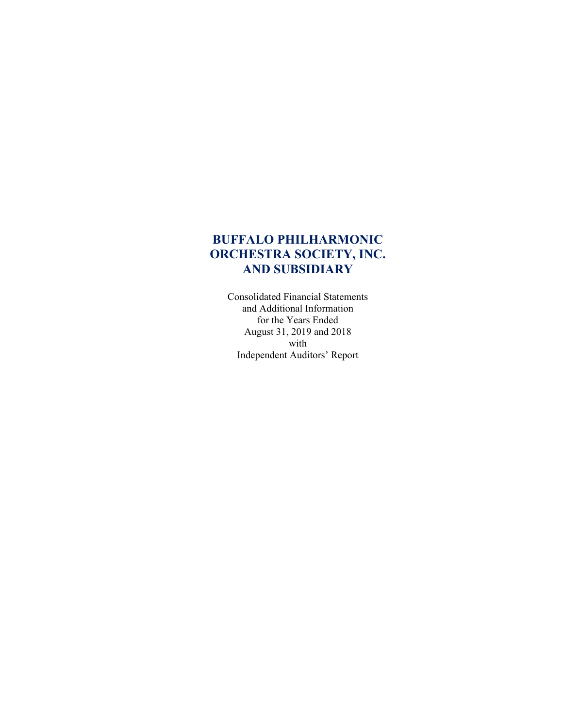# BUFFALO PHILHARMONIC ORCHESTRA SOCIETY, INC. AND SUBSIDIARY

Consolidated Financial Statements
and Additional Information
for the Years Ended
August 31, 2019 and 2018
with
Independent Auditors' Report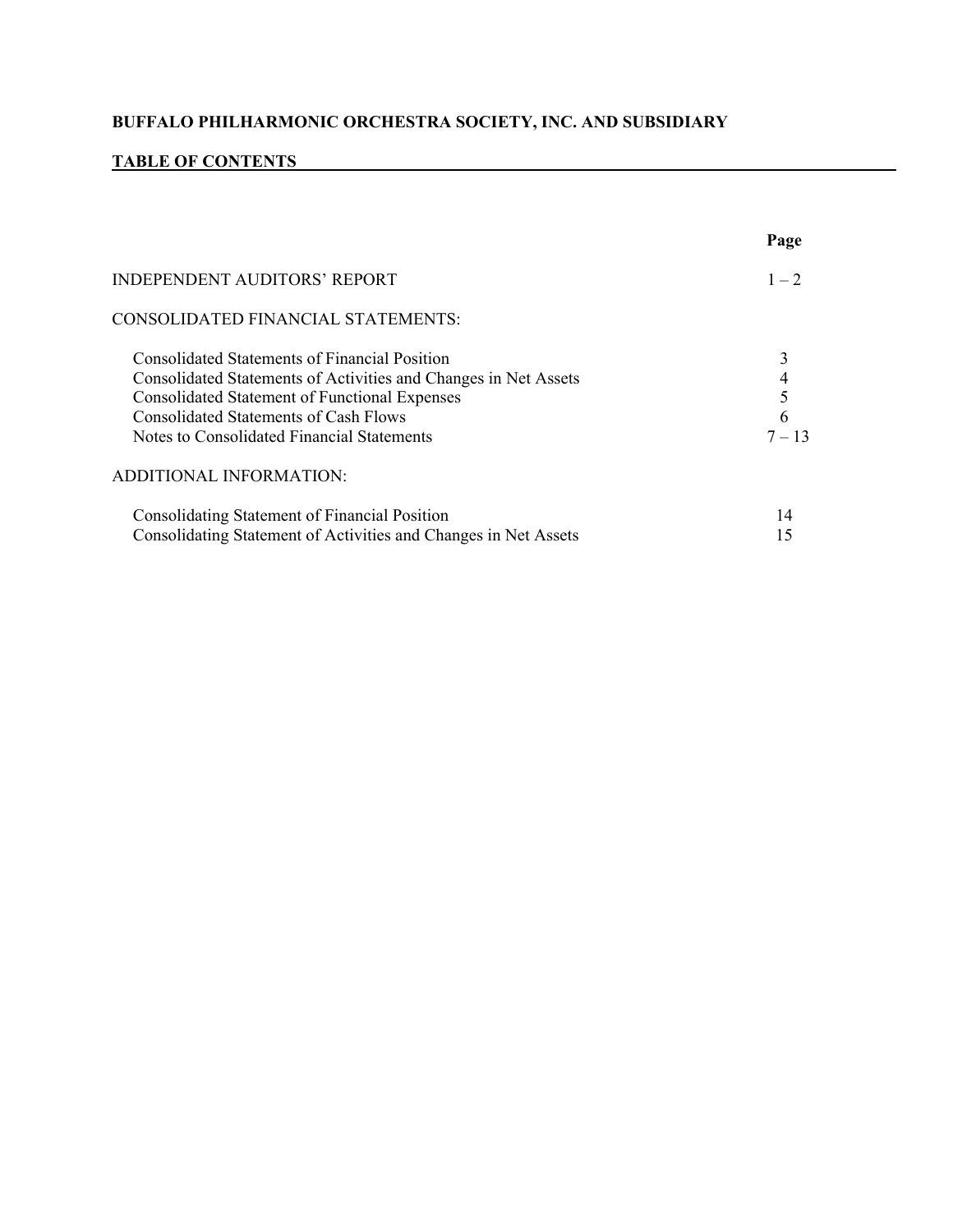**BUFFALO PHILHARMONIC ORCHESTRA SOCIETY, INC. AND SUBSIDIARY**

**TABLE OF CONTENTS**

| | Page |
|---|---|
| INDEPENDENT AUDITORS' REPORT | 1 – 2 |
| CONSOLIDATED FINANCIAL STATEMENTS: | |
| Consolidated Statements of Financial Position | 3 |
| Consolidated Statements of Activities and Changes in Net Assets | 4 |
| Consolidated Statement of Functional Expenses | 5 |
| Consolidated Statements of Cash Flows | 6 |
| Notes to Consolidated Financial Statements | 7 – 13 |
| ADDITIONAL INFORMATION: | |
| Consolidating Statement of Financial Position | 14 |
| Consolidating Statement of Activities and Changes in Net Assets | 15 |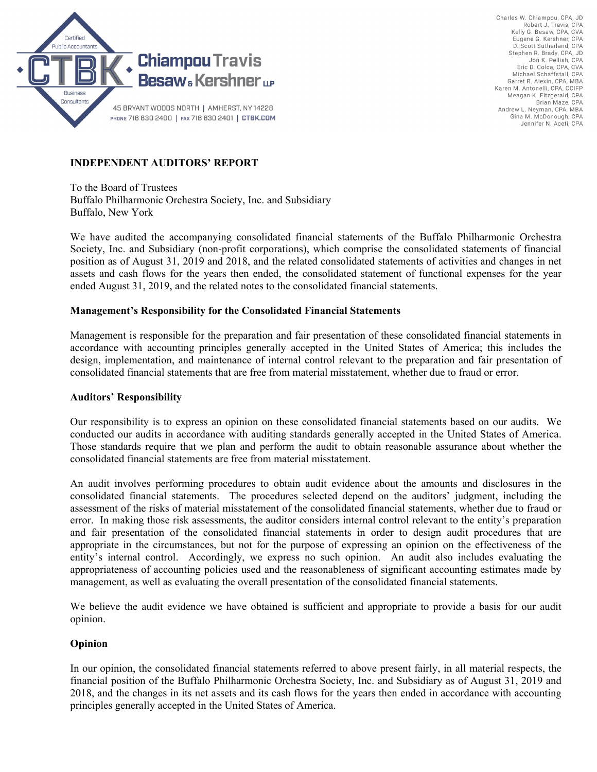Charles W. Chiampou, CPA, JD
Robert J. Travis, CPA
Kelly G. Besaw, CPA, CVA
Eugene G. Kershner, CPA
D. Scott Sutherland, CPA
Stephen R. Brady, CPA, JD
Jon K. Pellish, CPA
Eric D. Colca, CPA, CVA
Michael Schaffstall, CPA
Garret R. Alexin, CPA, MBA
Karen M. Antonelli, CPA, CCIFP
Meagan K. Fitzgerald, CPA
Brian Maze, CPA
Andrew L. Neyman, CPA, MBA
Gina M. McDonough, CPA
Jennifer N. Aceti, CPA

Certified Public Accountants
CTBK
Business Consultants

**Chiampou Travis Besaw & Kershner LLP**

45 BRYANT WOODS NORTH | AMHERST, NY 14228
PHONE 716 630 2400 | FAX 716 630 2401 | CTBK.COM

## INDEPENDENT AUDITORS' REPORT

To the Board of Trustees
Buffalo Philharmonic Orchestra Society, Inc. and Subsidiary
Buffalo, New York

We have audited the accompanying consolidated financial statements of the Buffalo Philharmonic Orchestra Society, Inc. and Subsidiary (non-profit corporations), which comprise the consolidated statements of financial position as of August 31, 2019 and 2018, and the related consolidated statements of activities and changes in net assets and cash flows for the years then ended, the consolidated statement of functional expenses for the year ended August 31, 2019, and the related notes to the consolidated financial statements.

### Management's Responsibility for the Consolidated Financial Statements

Management is responsible for the preparation and fair presentation of these consolidated financial statements in accordance with accounting principles generally accepted in the United States of America; this includes the design, implementation, and maintenance of internal control relevant to the preparation and fair presentation of consolidated financial statements that are free from material misstatement, whether due to fraud or error.

### Auditors' Responsibility

Our responsibility is to express an opinion on these consolidated financial statements based on our audits. We conducted our audits in accordance with auditing standards generally accepted in the United States of America. Those standards require that we plan and perform the audit to obtain reasonable assurance about whether the consolidated financial statements are free from material misstatement.

An audit involves performing procedures to obtain audit evidence about the amounts and disclosures in the consolidated financial statements. The procedures selected depend on the auditors' judgment, including the assessment of the risks of material misstatement of the consolidated financial statements, whether due to fraud or error. In making those risk assessments, the auditor considers internal control relevant to the entity's preparation and fair presentation of the consolidated financial statements in order to design audit procedures that are appropriate in the circumstances, but not for the purpose of expressing an opinion on the effectiveness of the entity's internal control. Accordingly, we express no such opinion. An audit also includes evaluating the appropriateness of accounting policies used and the reasonableness of significant accounting estimates made by management, as well as evaluating the overall presentation of the consolidated financial statements.

We believe the audit evidence we have obtained is sufficient and appropriate to provide a basis for our audit opinion.

### Opinion

In our opinion, the consolidated financial statements referred to above present fairly, in all material respects, the financial position of the Buffalo Philharmonic Orchestra Society, Inc. and Subsidiary as of August 31, 2019 and 2018, and the changes in its net assets and its cash flows for the years then ended in accordance with accounting principles generally accepted in the United States of America.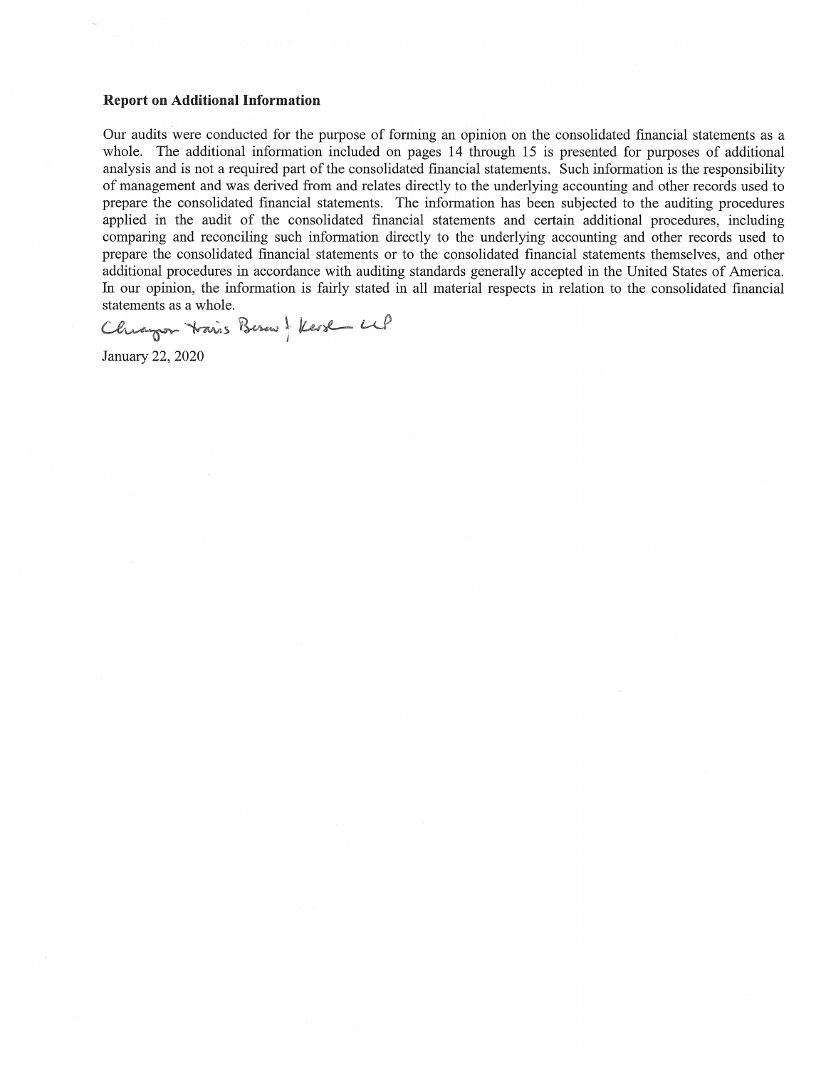### Report on Additional Information

Our audits were conducted for the purpose of forming an opinion on the consolidated financial statements as a whole. The additional information included on pages 14 through 15 is presented for purposes of additional analysis and is not a required part of the consolidated financial statements. Such information is the responsibility of management and was derived from and relates directly to the underlying accounting and other records used to prepare the consolidated financial statements. The information has been subjected to the auditing procedures applied in the audit of the consolidated financial statements and certain additional procedures, including comparing and reconciling such information directly to the underlying accounting and other records used to prepare the consolidated financial statements or to the consolidated financial statements themselves, and other additional procedures in accordance with auditing standards generally accepted in the United States of America. In our opinion, the information is fairly stated in all material respects in relation to the consolidated financial statements as a whole.

Clearyson Travis Berson & Kersh LLP

January 22, 2020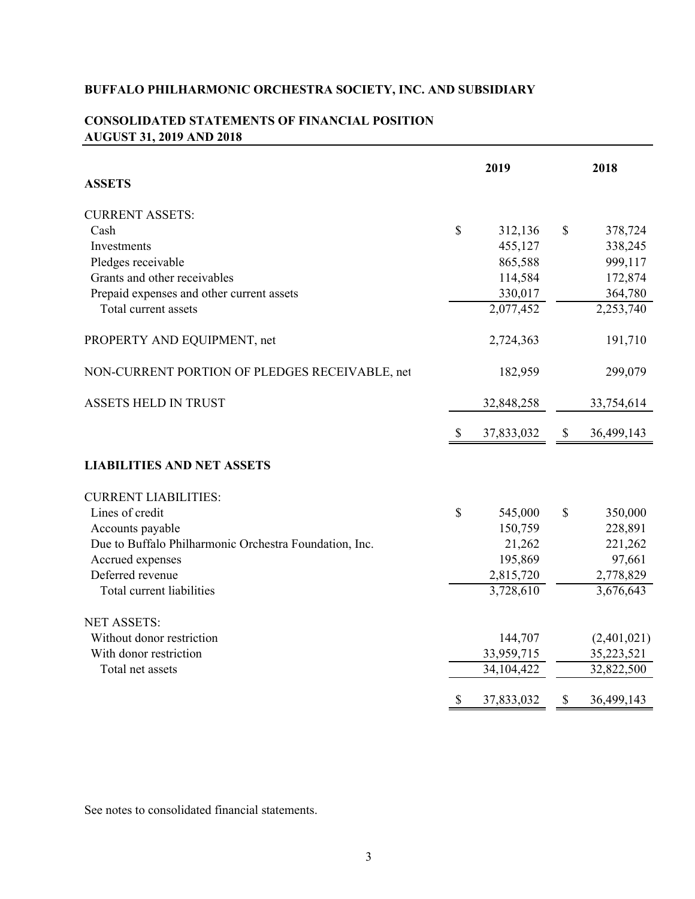**BUFFALO PHILHARMONIC ORCHESTRA SOCIETY, INC. AND SUBSIDIARY**

**CONSOLIDATED STATEMENTS OF FINANCIAL POSITION**
**AUGUST 31, 2019 AND 2018**

| | 2019 | 2018 |
|---|---|---|
| **ASSETS** | | |
| CURRENT ASSETS: | | |
| Cash | $ 312,136 | $ 378,724 |
| Investments | 455,127 | 338,245 |
| Pledges receivable | 865,588 | 999,117 |
| Grants and other receivables | 114,584 | 172,874 |
| Prepaid expenses and other current assets | 330,017 | 364,780 |
| Total current assets | 2,077,452 | 2,253,740 |
| PROPERTY AND EQUIPMENT, net | 2,724,363 | 191,710 |
| NON-CURRENT PORTION OF PLEDGES RECEIVABLE, net | 182,959 | 299,079 |
| ASSETS HELD IN TRUST | 32,848,258 | 33,754,614 |
| | $ 37,833,032 | $ 36,499,143 |
| **LIABILITIES AND NET ASSETS** | | |
| CURRENT LIABILITIES: | | |
| Lines of credit | $ 545,000 | $ 350,000 |
| Accounts payable | 150,759 | 228,891 |
| Due to Buffalo Philharmonic Orchestra Foundation, Inc. | 21,262 | 221,262 |
| Accrued expenses | 195,869 | 97,661 |
| Deferred revenue | 2,815,720 | 2,778,829 |
| Total current liabilities | 3,728,610 | 3,676,643 |
| NET ASSETS: | | |
| Without donor restriction | 144,707 | (2,401,021) |
| With donor restriction | 33,959,715 | 35,223,521 |
| Total net assets | 34,104,422 | 32,822,500 |
| | $ 37,833,032 | $ 36,499,143 |

See notes to consolidated financial statements.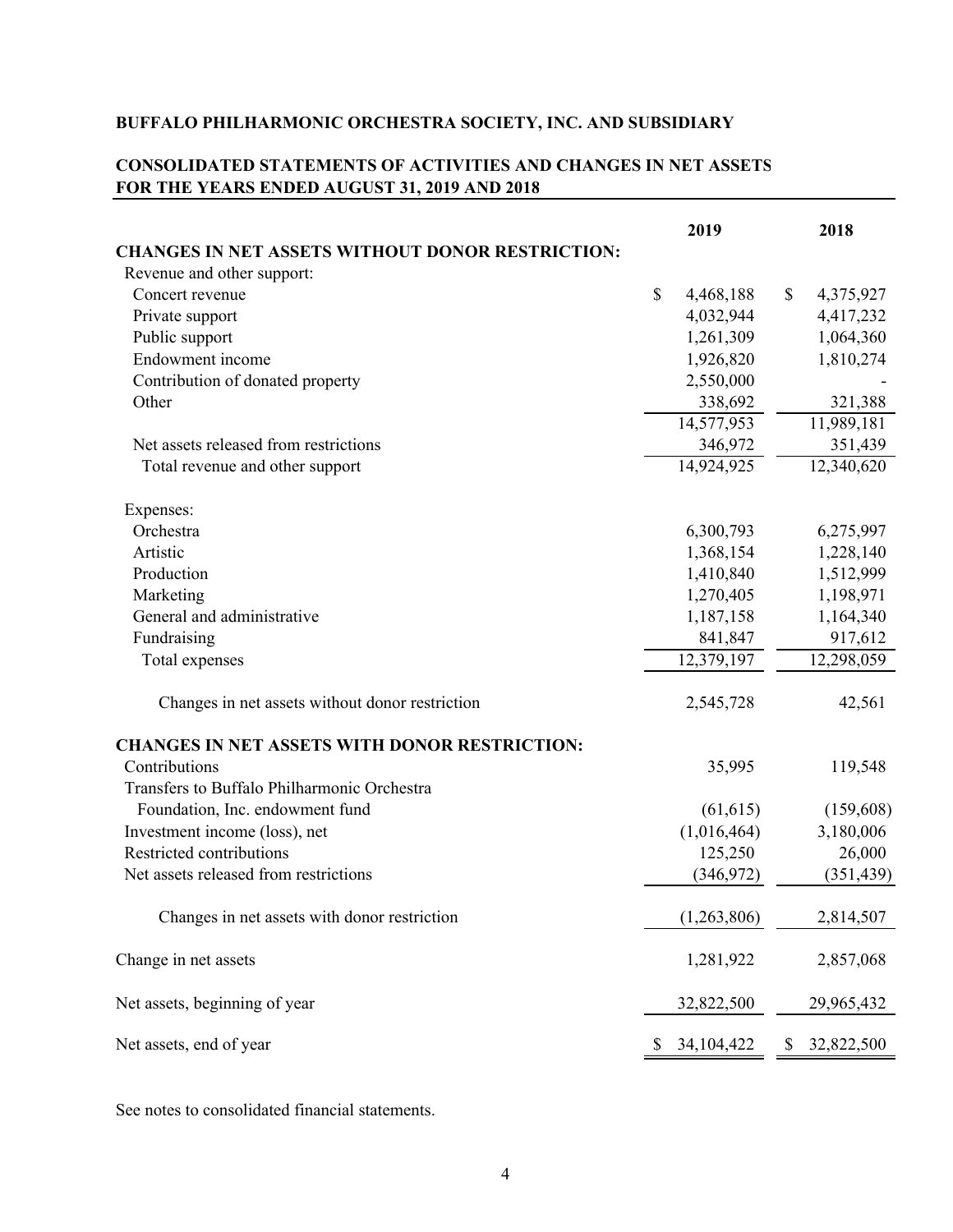**BUFFALO PHILHARMONIC ORCHESTRA SOCIETY, INC. AND SUBSIDIARY**

**CONSOLIDATED STATEMENTS OF ACTIVITIES AND CHANGES IN NET ASSETS FOR THE YEARS ENDED AUGUST 31, 2019 AND 2018**

| | 2019 | 2018 |
|---|---|---|
| **CHANGES IN NET ASSETS WITHOUT DONOR RESTRICTION:** | | |
| Revenue and other support: | | |
| Concert revenue | $ 4,468,188 | $ 4,375,927 |
| Private support | 4,032,944 | 4,417,232 |
| Public support | 1,261,309 | 1,064,360 |
| Endowment income | 1,926,820 | 1,810,274 |
| Contribution of donated property | 2,550,000 | - |
| Other | 338,692 | 321,388 |
| | 14,577,953 | 11,989,181 |
| Net assets released from restrictions | 346,972 | 351,439 |
| Total revenue and other support | 14,924,925 | 12,340,620 |
| Expenses: | | |
| Orchestra | 6,300,793 | 6,275,997 |
| Artistic | 1,368,154 | 1,228,140 |
| Production | 1,410,840 | 1,512,999 |
| Marketing | 1,270,405 | 1,198,971 |
| General and administrative | 1,187,158 | 1,164,340 |
| Fundraising | 841,847 | 917,612 |
| Total expenses | 12,379,197 | 12,298,059 |
| Changes in net assets without donor restriction | 2,545,728 | 42,561 |
| **CHANGES IN NET ASSETS WITH DONOR RESTRICTION:** | | |
| Contributions | 35,995 | 119,548 |
| Transfers to Buffalo Philharmonic Orchestra Foundation, Inc. endowment fund | (61,615) | (159,608) |
| Investment income (loss), net | (1,016,464) | 3,180,006 |
| Restricted contributions | 125,250 | 26,000 |
| Net assets released from restrictions | (346,972) | (351,439) |
| Changes in net assets with donor restriction | (1,263,806) | 2,814,507 |
| Change in net assets | 1,281,922 | 2,857,068 |
| Net assets, beginning of year | 32,822,500 | 29,965,432 |
| Net assets, end of year | $ 34,104,422 | $ 32,822,500 |

See notes to consolidated financial statements.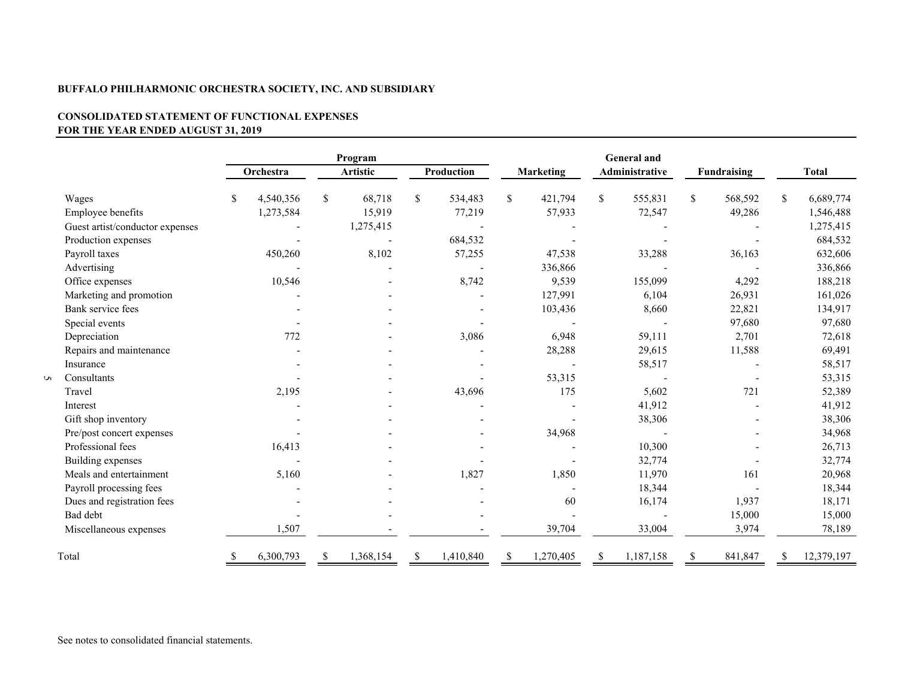**BUFFALO PHILHARMONIC ORCHESTRA SOCIETY, INC. AND SUBSIDIARY**

**CONSOLIDATED STATEMENT OF FUNCTIONAL EXPENSES**
**FOR THE YEAR ENDED AUGUST 31, 2019**

| | Program | | | | General and | | |
|---|---|---|---|---|---|---|---|
| | Orchestra | Artistic | Production | Marketing | Administrative | Fundraising | Total |
| Wages | $ 4,540,356 | $ 68,718 | $ 534,483 | $ 421,794 | $ 555,831 | $ 568,592 | $ 6,689,774 |
| Employee benefits | 1,273,584 | 15,919 | 77,219 | 57,933 | 72,547 | 49,286 | 1,546,488 |
| Guest artist/conductor expenses | - | 1,275,415 | - | - | - | - | 1,275,415 |
| Production expenses | - | - | 684,532 | - | - | - | 684,532 |
| Payroll taxes | 450,260 | 8,102 | 57,255 | 47,538 | 33,288 | 36,163 | 632,606 |
| Advertising | - | - | - | 336,866 | - | - | 336,866 |
| Office expenses | 10,546 | - | 8,742 | 9,539 | 155,099 | 4,292 | 188,218 |
| Marketing and promotion | - | - | - | 127,991 | 6,104 | 26,931 | 161,026 |
| Bank service fees | - | - | - | 103,436 | 8,660 | 22,821 | 134,917 |
| Special events | - | - | - | - | - | 97,680 | 97,680 |
| Depreciation | 772 | - | 3,086 | 6,948 | 59,111 | 2,701 | 72,618 |
| Repairs and maintenance | - | - | - | 28,288 | 29,615 | 11,588 | 69,491 |
| Insurance | - | - | - | - | 58,517 | - | 58,517 |
| Consultants | - | - | - | 53,315 | - | - | 53,315 |
| Travel | 2,195 | - | 43,696 | 175 | 5,602 | 721 | 52,389 |
| Interest | - | - | - | - | 41,912 | - | 41,912 |
| Gift shop inventory | - | - | - | - | 38,306 | - | 38,306 |
| Pre/post concert expenses | - | - | - | 34,968 | - | - | 34,968 |
| Professional fees | 16,413 | - | - | - | 10,300 | - | 26,713 |
| Building expenses | - | - | - | - | 32,774 | - | 32,774 |
| Meals and entertainment | 5,160 | - | 1,827 | 1,850 | 11,970 | 161 | 20,968 |
| Payroll processing fees | - | - | - | - | 18,344 | - | 18,344 |
| Dues and registration fees | - | - | - | 60 | 16,174 | 1,937 | 18,171 |
| Bad debt | - | - | - | - | - | 15,000 | 15,000 |
| Miscellaneous expenses | 1,507 | - | - | 39,704 | 33,004 | 3,974 | 78,189 |
| Total | $ 6,300,793 | $ 1,368,154 | $ 1,410,840 | $ 1,270,405 | $ 1,187,158 | $ 841,847 | $ 12,379,197 |

See notes to consolidated financial statements.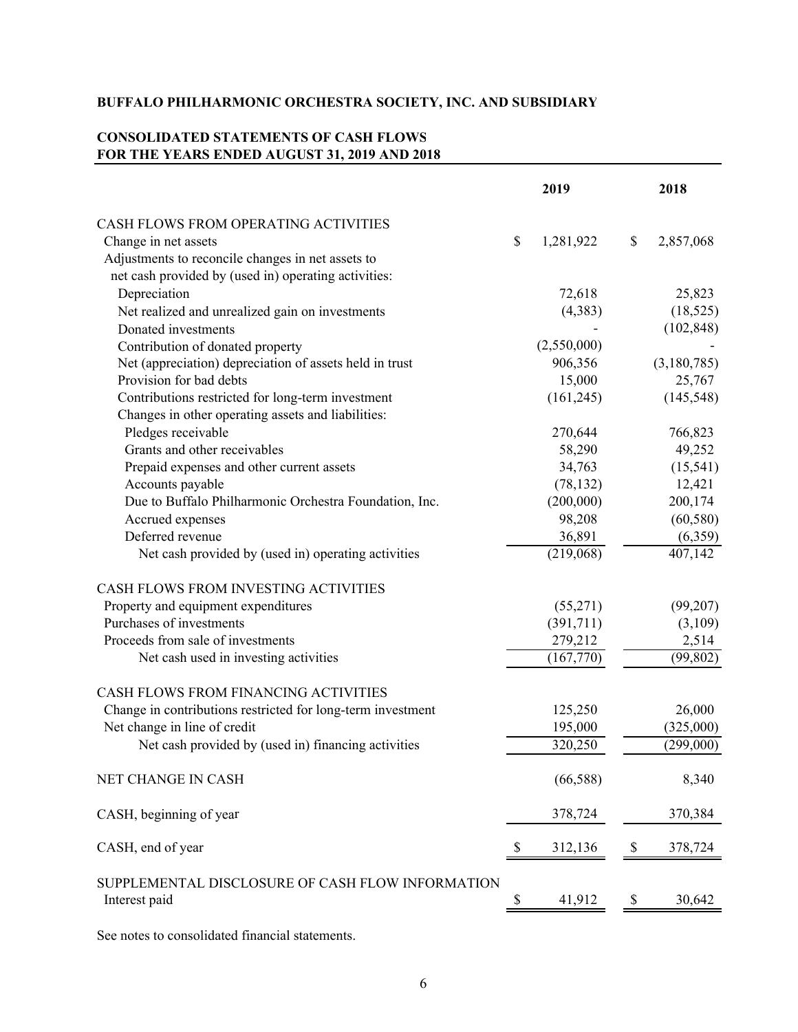**BUFFALO PHILHARMONIC ORCHESTRA SOCIETY, INC. AND SUBSIDIARY**

**CONSOLIDATED STATEMENTS OF CASH FLOWS**
**FOR THE YEARS ENDED AUGUST 31, 2019 AND 2018**

| | 2019 | 2018 |
|---|---|---|
| CASH FLOWS FROM OPERATING ACTIVITIES | | |
| Change in net assets | $ 1,281,922 | $ 2,857,068 |
| Adjustments to reconcile changes in net assets to net cash provided by (used in) operating activities: | | |
| Depreciation | 72,618 | 25,823 |
| Net realized and unrealized gain on investments | (4,383) | (18,525) |
| Donated investments | - | (102,848) |
| Contribution of donated property | (2,550,000) | - |
| Net (appreciation) depreciation of assets held in trust | 906,356 | (3,180,785) |
| Provision for bad debts | 15,000 | 25,767 |
| Contributions restricted for long-term investment | (161,245) | (145,548) |
| Changes in other operating assets and liabilities: | | |
| Pledges receivable | 270,644 | 766,823 |
| Grants and other receivables | 58,290 | 49,252 |
| Prepaid expenses and other current assets | 34,763 | (15,541) |
| Accounts payable | (78,132) | 12,421 |
| Due to Buffalo Philharmonic Orchestra Foundation, Inc. | (200,000) | 200,174 |
| Accrued expenses | 98,208 | (60,580) |
| Deferred revenue | 36,891 | (6,359) |
| Net cash provided by (used in) operating activities | (219,068) | 407,142 |
| CASH FLOWS FROM INVESTING ACTIVITIES | | |
| Property and equipment expenditures | (55,271) | (99,207) |
| Purchases of investments | (391,711) | (3,109) |
| Proceeds from sale of investments | 279,212 | 2,514 |
| Net cash used in investing activities | (167,770) | (99,802) |
| CASH FLOWS FROM FINANCING ACTIVITIES | | |
| Change in contributions restricted for long-term investment | 125,250 | 26,000 |
| Net change in line of credit | 195,000 | (325,000) |
| Net cash provided by (used in) financing activities | 320,250 | (299,000) |
| NET CHANGE IN CASH | (66,588) | 8,340 |
| CASH, beginning of year | 378,724 | 370,384 |
| CASH, end of year | $ 312,136 | $ 378,724 |
| SUPPLEMENTAL DISCLOSURE OF CASH FLOW INFORMATION | | |
| Interest paid | $ 41,912 | $ 30,642 |

See notes to consolidated financial statements.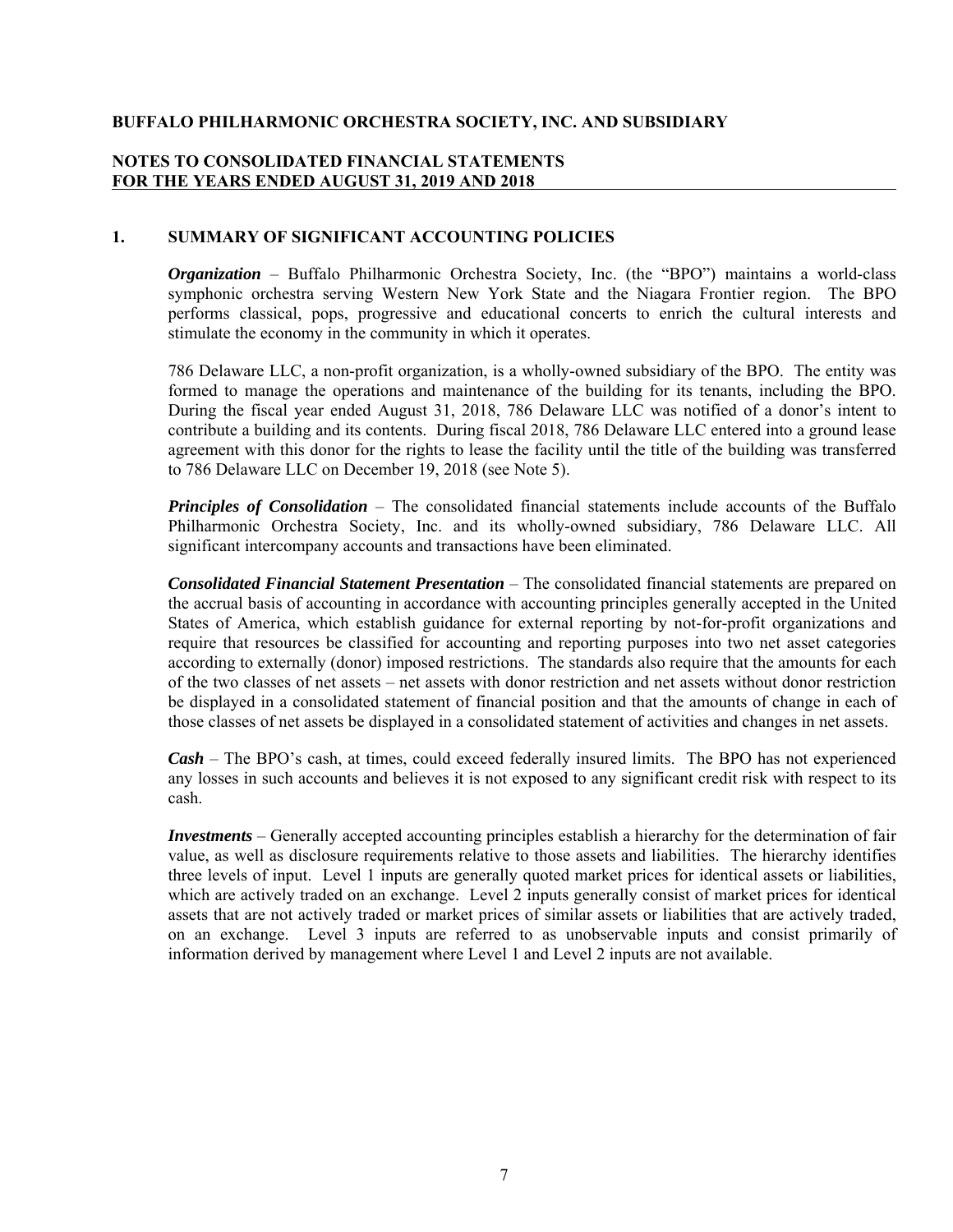**BUFFALO PHILHARMONIC ORCHESTRA SOCIETY, INC. AND SUBSIDIARY**

**NOTES TO CONSOLIDATED FINANCIAL STATEMENTS**
**FOR THE YEARS ENDED AUGUST 31, 2019 AND 2018**

## 1. SUMMARY OF SIGNIFICANT ACCOUNTING POLICIES

***Organization*** – Buffalo Philharmonic Orchestra Society, Inc. (the "BPO") maintains a world-class symphonic orchestra serving Western New York State and the Niagara Frontier region. The BPO performs classical, pops, progressive and educational concerts to enrich the cultural interests and stimulate the economy in the community in which it operates.

786 Delaware LLC, a non-profit organization, is a wholly-owned subsidiary of the BPO. The entity was formed to manage the operations and maintenance of the building for its tenants, including the BPO. During the fiscal year ended August 31, 2018, 786 Delaware LLC was notified of a donor's intent to contribute a building and its contents. During fiscal 2018, 786 Delaware LLC entered into a ground lease agreement with this donor for the rights to lease the facility until the title of the building was transferred to 786 Delaware LLC on December 19, 2018 (see Note 5).

***Principles of Consolidation*** – The consolidated financial statements include accounts of the Buffalo Philharmonic Orchestra Society, Inc. and its wholly-owned subsidiary, 786 Delaware LLC. All significant intercompany accounts and transactions have been eliminated.

***Consolidated Financial Statement Presentation*** – The consolidated financial statements are prepared on the accrual basis of accounting in accordance with accounting principles generally accepted in the United States of America, which establish guidance for external reporting by not-for-profit organizations and require that resources be classified for accounting and reporting purposes into two net asset categories according to externally (donor) imposed restrictions. The standards also require that the amounts for each of the two classes of net assets – net assets with donor restriction and net assets without donor restriction be displayed in a consolidated statement of financial position and that the amounts of change in each of those classes of net assets be displayed in a consolidated statement of activities and changes in net assets.

***Cash*** – The BPO's cash, at times, could exceed federally insured limits. The BPO has not experienced any losses in such accounts and believes it is not exposed to any significant credit risk with respect to its cash.

***Investments*** – Generally accepted accounting principles establish a hierarchy for the determination of fair value, as well as disclosure requirements relative to those assets and liabilities. The hierarchy identifies three levels of input. Level 1 inputs are generally quoted market prices for identical assets or liabilities, which are actively traded on an exchange. Level 2 inputs generally consist of market prices for identical assets that are not actively traded or market prices of similar assets or liabilities that are actively traded, on an exchange. Level 3 inputs are referred to as unobservable inputs and consist primarily of information derived by management where Level 1 and Level 2 inputs are not available.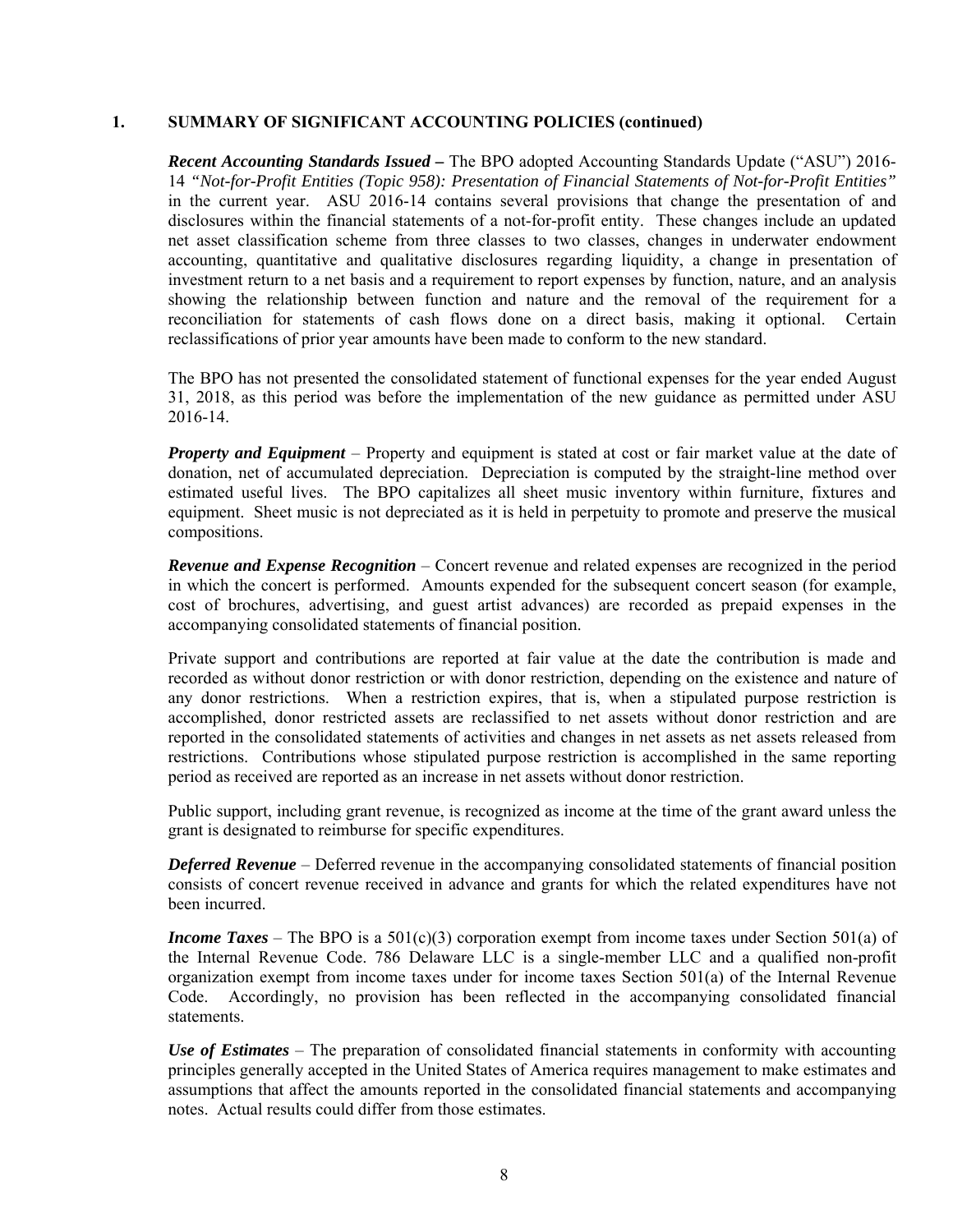## 1. SUMMARY OF SIGNIFICANT ACCOUNTING POLICIES (continued)

***Recent Accounting Standards Issued –*** The BPO adopted Accounting Standards Update ("ASU") 2016-14 *"Not-for-Profit Entities (Topic 958): Presentation of Financial Statements of Not-for-Profit Entities"* in the current year. ASU 2016-14 contains several provisions that change the presentation of and disclosures within the financial statements of a not-for-profit entity. These changes include an updated net asset classification scheme from three classes to two classes, changes in underwater endowment accounting, quantitative and qualitative disclosures regarding liquidity, a change in presentation of investment return to a net basis and a requirement to report expenses by function, nature, and an analysis showing the relationship between function and nature and the removal of the requirement for a reconciliation for statements of cash flows done on a direct basis, making it optional. Certain reclassifications of prior year amounts have been made to conform to the new standard.

The BPO has not presented the consolidated statement of functional expenses for the year ended August 31, 2018, as this period was before the implementation of the new guidance as permitted under ASU 2016-14.

***Property and Equipment*** – Property and equipment is stated at cost or fair market value at the date of donation, net of accumulated depreciation. Depreciation is computed by the straight-line method over estimated useful lives. The BPO capitalizes all sheet music inventory within furniture, fixtures and equipment. Sheet music is not depreciated as it is held in perpetuity to promote and preserve the musical compositions.

***Revenue and Expense Recognition*** – Concert revenue and related expenses are recognized in the period in which the concert is performed. Amounts expended for the subsequent concert season (for example, cost of brochures, advertising, and guest artist advances) are recorded as prepaid expenses in the accompanying consolidated statements of financial position.

Private support and contributions are reported at fair value at the date the contribution is made and recorded as without donor restriction or with donor restriction, depending on the existence and nature of any donor restrictions. When a restriction expires, that is, when a stipulated purpose restriction is accomplished, donor restricted assets are reclassified to net assets without donor restriction and are reported in the consolidated statements of activities and changes in net assets as net assets released from restrictions. Contributions whose stipulated purpose restriction is accomplished in the same reporting period as received are reported as an increase in net assets without donor restriction.

Public support, including grant revenue, is recognized as income at the time of the grant award unless the grant is designated to reimburse for specific expenditures.

***Deferred Revenue*** – Deferred revenue in the accompanying consolidated statements of financial position consists of concert revenue received in advance and grants for which the related expenditures have not been incurred.

***Income Taxes*** – The BPO is a 501(c)(3) corporation exempt from income taxes under Section 501(a) of the Internal Revenue Code. 786 Delaware LLC is a single-member LLC and a qualified non-profit organization exempt from income taxes under for income taxes Section 501(a) of the Internal Revenue Code. Accordingly, no provision has been reflected in the accompanying consolidated financial statements.

***Use of Estimates*** – The preparation of consolidated financial statements in conformity with accounting principles generally accepted in the United States of America requires management to make estimates and assumptions that affect the amounts reported in the consolidated financial statements and accompanying notes. Actual results could differ from those estimates.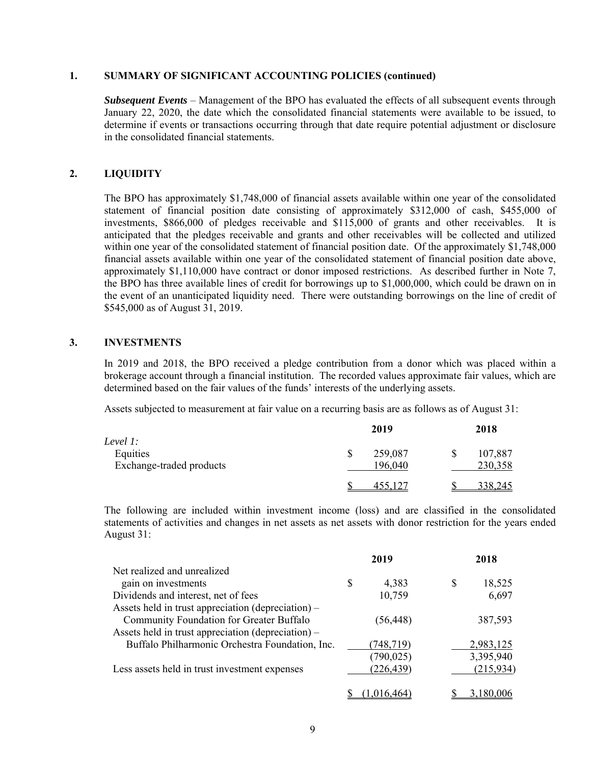## 1. SUMMARY OF SIGNIFICANT ACCOUNTING POLICIES (continued)

***Subsequent Events*** – Management of the BPO has evaluated the effects of all subsequent events through January 22, 2020, the date which the consolidated financial statements were available to be issued, to determine if events or transactions occurring through that date require potential adjustment or disclosure in the consolidated financial statements.

## 2. LIQUIDITY

The BPO has approximately $1,748,000 of financial assets available within one year of the consolidated statement of financial position date consisting of approximately $312,000 of cash, $455,000 of investments, $866,000 of pledges receivable and $115,000 of grants and other receivables. It is anticipated that the pledges receivable and grants and other receivables will be collected and utilized within one year of the consolidated statement of financial position date. Of the approximately $1,748,000 financial assets available within one year of the consolidated statement of financial position date above, approximately $1,110,000 have contract or donor imposed restrictions. As described further in Note 7, the BPO has three available lines of credit for borrowings up to $1,000,000, which could be drawn on in the event of an unanticipated liquidity need. There were outstanding borrowings on the line of credit of $545,000 as of August 31, 2019.

## 3. INVESTMENTS

In 2019 and 2018, the BPO received a pledge contribution from a donor which was placed within a brokerage account through a financial institution. The recorded values approximate fair values, which are determined based on the fair values of the funds' interests of the underlying assets.

Assets subjected to measurement at fair value on a recurring basis are as follows as of August 31:

| | 2019 | 2018 |
|---|---|---|
| *Level 1:* | | |
| Equities | $ 259,087 | $ 107,887 |
| Exchange-traded products | 196,040 | 230,358 |
| | $ 455,127 | $ 338,245 |

The following are included within investment income (loss) and are classified in the consolidated statements of activities and changes in net assets as net assets with donor restriction for the years ended August 31:

| | 2019 | 2018 |
|---|---|---|
| Net realized and unrealized gain on investments | $ 4,383 | $ 18,525 |
| Dividends and interest, net of fees | 10,759 | 6,697 |
| Assets held in trust appreciation (depreciation) – Community Foundation for Greater Buffalo | (56,448) | 387,593 |
| Assets held in trust appreciation (depreciation) – Buffalo Philharmonic Orchestra Foundation, Inc. | (748,719) | 2,983,125 |
| | (790,025) | 3,395,940 |
| Less assets held in trust investment expenses | (226,439) | (215,934) |
| | $ (1,016,464) | $ 3,180,006 |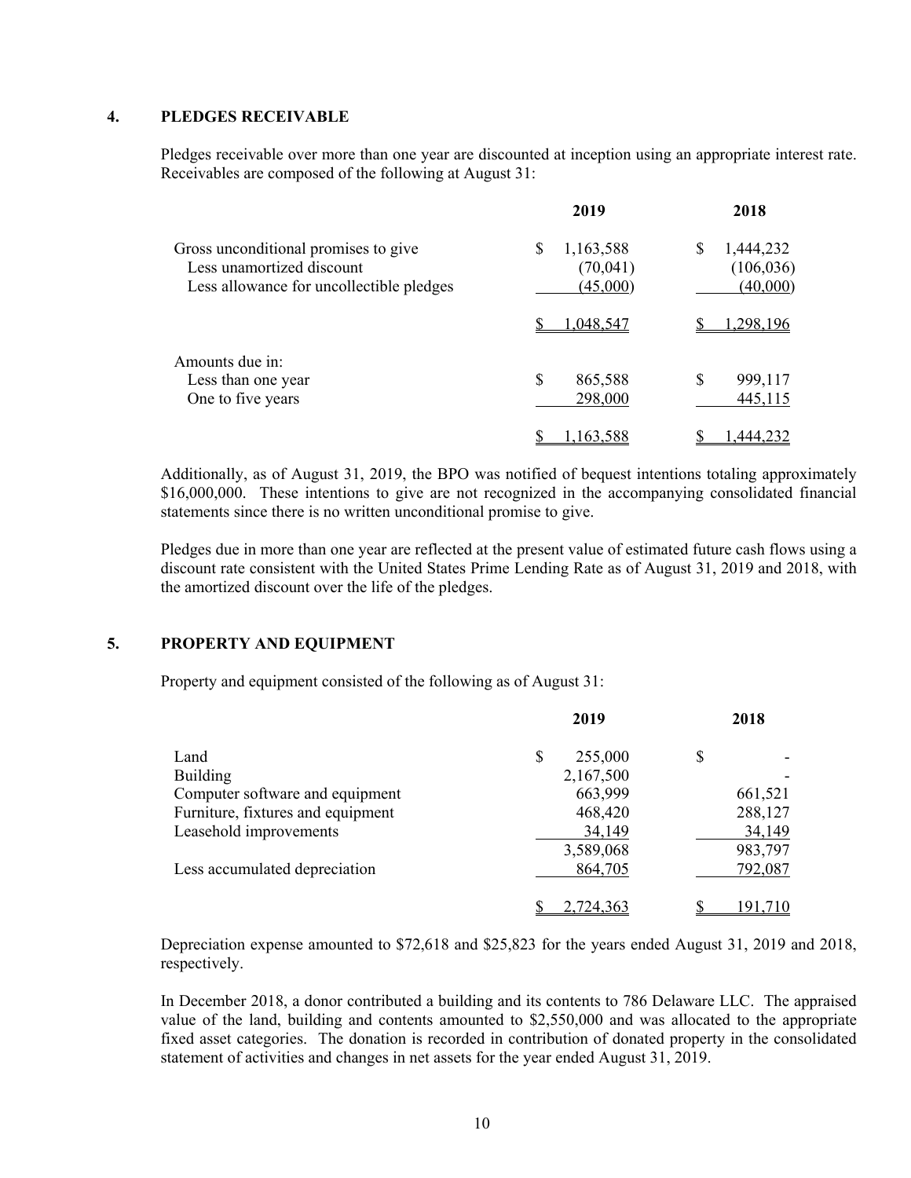## 4. PLEDGES RECEIVABLE

Pledges receivable over more than one year are discounted at inception using an appropriate interest rate. Receivables are composed of the following at August 31:

| | 2019 | 2018 |
|---|---|---|
| Gross unconditional promises to give | $ 1,163,588 | $ 1,444,232 |
| Less unamortized discount | (70,041) | (106,036) |
| Less allowance for uncollectible pledges | (45,000) | (40,000) |
| | $ 1,048,547 | $ 1,298,196 |
| Amounts due in: | | |
| Less than one year | $ 865,588 | $ 999,117 |
| One to five years | 298,000 | 445,115 |
| | $ 1,163,588 | $ 1,444,232 |

Additionally, as of August 31, 2019, the BPO was notified of bequest intentions totaling approximately $16,000,000. These intentions to give are not recognized in the accompanying consolidated financial statements since there is no written unconditional promise to give.

Pledges due in more than one year are reflected at the present value of estimated future cash flows using a discount rate consistent with the United States Prime Lending Rate as of August 31, 2019 and 2018, with the amortized discount over the life of the pledges.

## 5. PROPERTY AND EQUIPMENT

Property and equipment consisted of the following as of August 31:

| | 2019 | 2018 |
|---|---|---|
| Land | $ 255,000 | $ - |
| Building | 2,167,500 | - |
| Computer software and equipment | 663,999 | 661,521 |
| Furniture, fixtures and equipment | 468,420 | 288,127 |
| Leasehold improvements | 34,149 | 34,149 |
| | 3,589,068 | 983,797 |
| Less accumulated depreciation | 864,705 | 792,087 |
| | $ 2,724,363 | $ 191,710 |

Depreciation expense amounted to $72,618 and $25,823 for the years ended August 31, 2019 and 2018, respectively.

In December 2018, a donor contributed a building and its contents to 786 Delaware LLC. The appraised value of the land, building and contents amounted to $2,550,000 and was allocated to the appropriate fixed asset categories. The donation is recorded in contribution of donated property in the consolidated statement of activities and changes in net assets for the year ended August 31, 2019.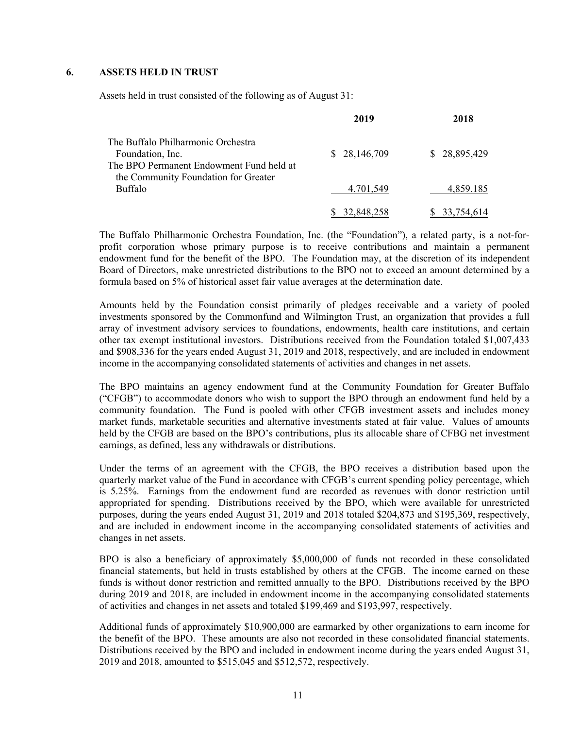## 6. ASSETS HELD IN TRUST

Assets held in trust consisted of the following as of August 31:

| | 2019 | 2018 |
|---|---|---|
| The Buffalo Philharmonic Orchestra Foundation, Inc. | $ 28,146,709 | $ 28,895,429 |
| The BPO Permanent Endowment Fund held at the Community Foundation for Greater Buffalo | 4,701,549 | 4,859,185 |
| | $ 32,848,258 | $ 33,754,614 |

The Buffalo Philharmonic Orchestra Foundation, Inc. (the "Foundation"), a related party, is a not-for-profit corporation whose primary purpose is to receive contributions and maintain a permanent endowment fund for the benefit of the BPO. The Foundation may, at the discretion of its independent Board of Directors, make unrestricted distributions to the BPO not to exceed an amount determined by a formula based on 5% of historical asset fair value averages at the determination date.

Amounts held by the Foundation consist primarily of pledges receivable and a variety of pooled investments sponsored by the Commonfund and Wilmington Trust, an organization that provides a full array of investment advisory services to foundations, endowments, health care institutions, and certain other tax exempt institutional investors. Distributions received from the Foundation totaled $1,007,433 and $908,336 for the years ended August 31, 2019 and 2018, respectively, and are included in endowment income in the accompanying consolidated statements of activities and changes in net assets.

The BPO maintains an agency endowment fund at the Community Foundation for Greater Buffalo ("CFGB") to accommodate donors who wish to support the BPO through an endowment fund held by a community foundation. The Fund is pooled with other CFGB investment assets and includes money market funds, marketable securities and alternative investments stated at fair value. Values of amounts held by the CFGB are based on the BPO's contributions, plus its allocable share of CFBG net investment earnings, as defined, less any withdrawals or distributions.

Under the terms of an agreement with the CFGB, the BPO receives a distribution based upon the quarterly market value of the Fund in accordance with CFGB's current spending policy percentage, which is 5.25%. Earnings from the endowment fund are recorded as revenues with donor restriction until appropriated for spending. Distributions received by the BPO, which were available for unrestricted purposes, during the years ended August 31, 2019 and 2018 totaled $204,873 and $195,369, respectively, and are included in endowment income in the accompanying consolidated statements of activities and changes in net assets.

BPO is also a beneficiary of approximately $5,000,000 of funds not recorded in these consolidated financial statements, but held in trusts established by others at the CFGB. The income earned on these funds is without donor restriction and remitted annually to the BPO. Distributions received by the BPO during 2019 and 2018, are included in endowment income in the accompanying consolidated statements of activities and changes in net assets and totaled $199,469 and $193,997, respectively.

Additional funds of approximately $10,900,000 are earmarked by other organizations to earn income for the benefit of the BPO. These amounts are also not recorded in these consolidated financial statements. Distributions received by the BPO and included in endowment income during the years ended August 31, 2019 and 2018, amounted to $515,045 and $512,572, respectively.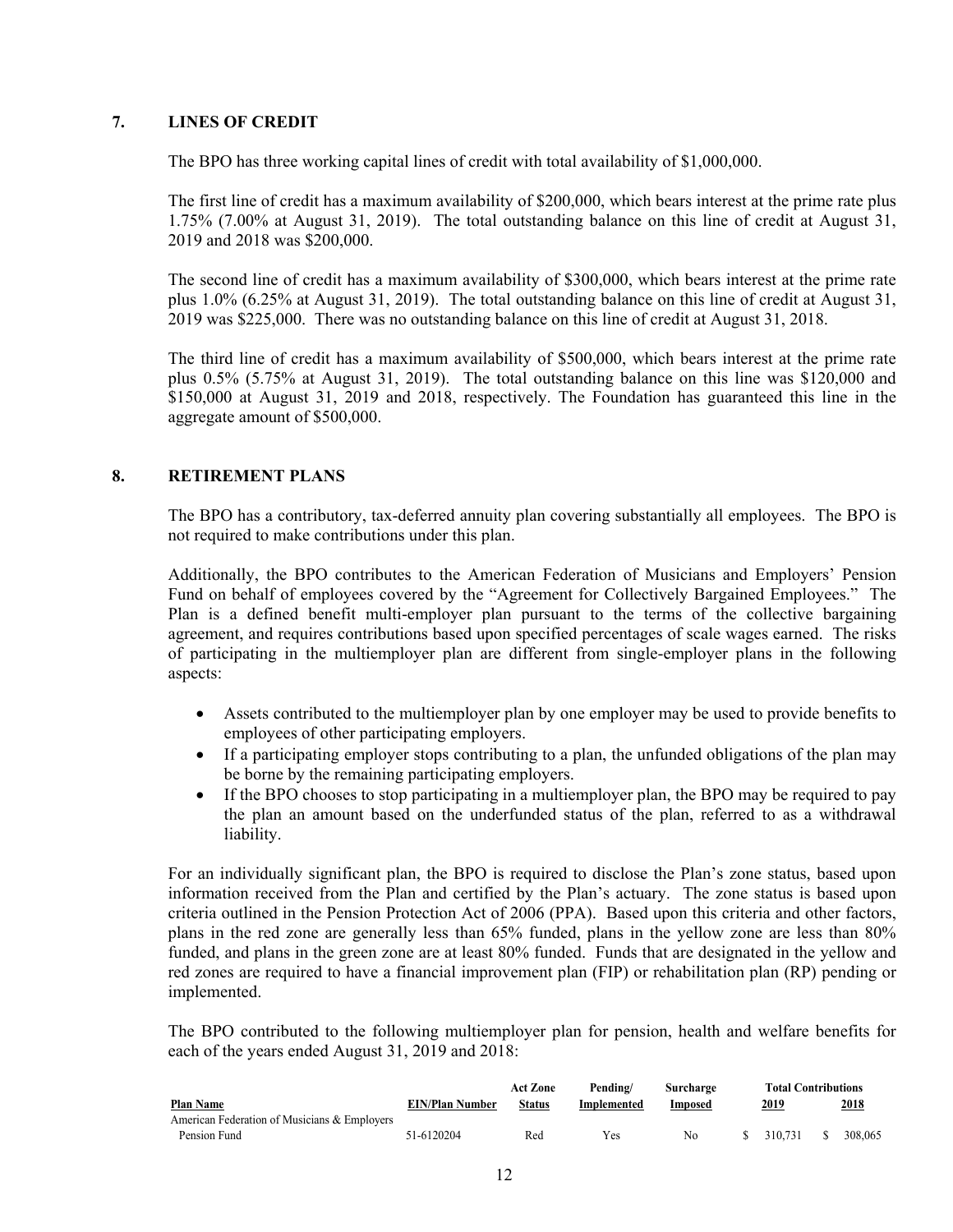## 7. LINES OF CREDIT

The BPO has three working capital lines of credit with total availability of $1,000,000.

The first line of credit has a maximum availability of $200,000, which bears interest at the prime rate plus 1.75% (7.00% at August 31, 2019). The total outstanding balance on this line of credit at August 31, 2019 and 2018 was $200,000.

The second line of credit has a maximum availability of $300,000, which bears interest at the prime rate plus 1.0% (6.25% at August 31, 2019). The total outstanding balance on this line of credit at August 31, 2019 was $225,000. There was no outstanding balance on this line of credit at August 31, 2018.

The third line of credit has a maximum availability of $500,000, which bears interest at the prime rate plus 0.5% (5.75% at August 31, 2019). The total outstanding balance on this line was $120,000 and $150,000 at August 31, 2019 and 2018, respectively. The Foundation has guaranteed this line in the aggregate amount of $500,000.

## 8. RETIREMENT PLANS

The BPO has a contributory, tax-deferred annuity plan covering substantially all employees. The BPO is not required to make contributions under this plan.

Additionally, the BPO contributes to the American Federation of Musicians and Employers' Pension Fund on behalf of employees covered by the "Agreement for Collectively Bargained Employees." The Plan is a defined benefit multi-employer plan pursuant to the terms of the collective bargaining agreement, and requires contributions based upon specified percentages of scale wages earned. The risks of participating in the multiemployer plan are different from single-employer plans in the following aspects:

- Assets contributed to the multiemployer plan by one employer may be used to provide benefits to employees of other participating employers.
- If a participating employer stops contributing to a plan, the unfunded obligations of the plan may be borne by the remaining participating employers.
- If the BPO chooses to stop participating in a multiemployer plan, the BPO may be required to pay the plan an amount based on the underfunded status of the plan, referred to as a withdrawal liability.

For an individually significant plan, the BPO is required to disclose the Plan's zone status, based upon information received from the Plan and certified by the Plan's actuary. The zone status is based upon criteria outlined in the Pension Protection Act of 2006 (PPA). Based upon this criteria and other factors, plans in the red zone are generally less than 65% funded, plans in the yellow zone are less than 80% funded, and plans in the green zone are at least 80% funded. Funds that are designated in the yellow and red zones are required to have a financial improvement plan (FIP) or rehabilitation plan (RP) pending or implemented.

The BPO contributed to the following multiemployer plan for pension, health and welfare benefits for each of the years ended August 31, 2019 and 2018:

| Plan Name | EIN/Plan Number | Act Zone Status | Pending/ Implemented | Surcharge Imposed | Total Contributions 2019 | Total Contributions 2018 |
|---|---|---|---|---|---|---|
| American Federation of Musicians & Employers Pension Fund | 51-6120204 | Red | Yes | No | $ 310,731 | $ 308,065 |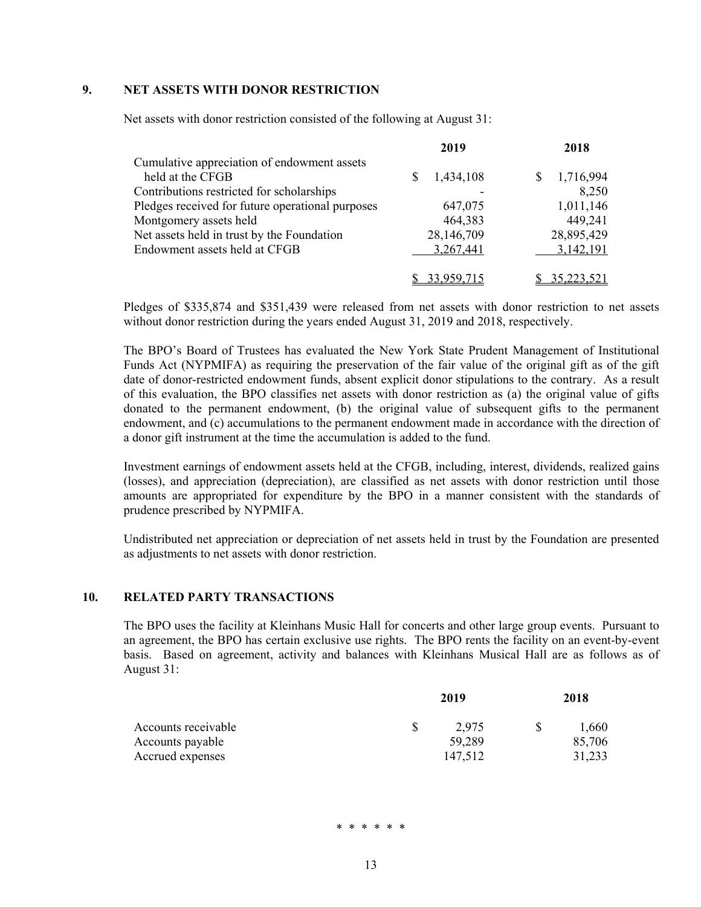## 9. NET ASSETS WITH DONOR RESTRICTION

Net assets with donor restriction consisted of the following at August 31:

| | 2019 | 2018 |
|---|---|---|
| Cumulative appreciation of endowment assets held at the CFGB | $ 1,434,108 | $ 1,716,994 |
| Contributions restricted for scholarships | - | 8,250 |
| Pledges received for future operational purposes | 647,075 | 1,011,146 |
| Montgomery assets held | 464,383 | 449,241 |
| Net assets held in trust by the Foundation | 28,146,709 | 28,895,429 |
| Endowment assets held at CFGB | 3,267,441 | 3,142,191 |
| | $ 33,959,715 | $ 35,223,521 |

Pledges of $335,874 and $351,439 were released from net assets with donor restriction to net assets without donor restriction during the years ended August 31, 2019 and 2018, respectively.

The BPO's Board of Trustees has evaluated the New York State Prudent Management of Institutional Funds Act (NYPMIFA) as requiring the preservation of the fair value of the original gift as of the gift date of donor-restricted endowment funds, absent explicit donor stipulations to the contrary. As a result of this evaluation, the BPO classifies net assets with donor restriction as (a) the original value of gifts donated to the permanent endowment, (b) the original value of subsequent gifts to the permanent endowment, and (c) accumulations to the permanent endowment made in accordance with the direction of a donor gift instrument at the time the accumulation is added to the fund.

Investment earnings of endowment assets held at the CFGB, including, interest, dividends, realized gains (losses), and appreciation (depreciation), are classified as net assets with donor restriction until those amounts are appropriated for expenditure by the BPO in a manner consistent with the standards of prudence prescribed by NYPMIFA.

Undistributed net appreciation or depreciation of net assets held in trust by the Foundation are presented as adjustments to net assets with donor restriction.

## 10. RELATED PARTY TRANSACTIONS

The BPO uses the facility at Kleinhans Music Hall for concerts and other large group events. Pursuant to an agreement, the BPO has certain exclusive use rights. The BPO rents the facility on an event-by-event basis. Based on agreement, activity and balances with Kleinhans Musical Hall are as follows as of August 31:

| | 2019 | 2018 |
|---|---|---|
| Accounts receivable | $ 2,975 | $ 1,660 |
| Accounts payable | 59,289 | 85,706 |
| Accrued expenses | 147,512 | 31,233 |

* * * * * *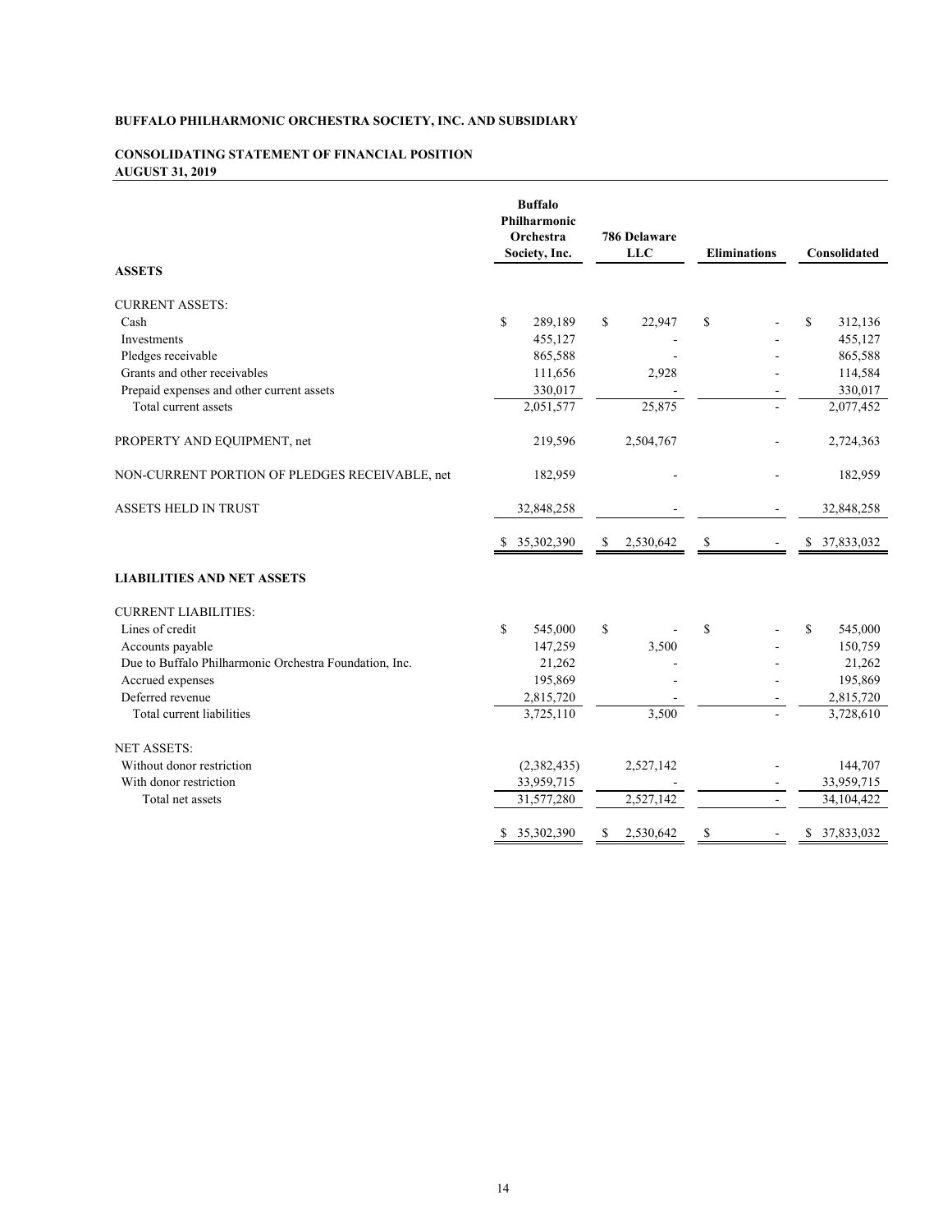**BUFFALO PHILHARMONIC ORCHESTRA SOCIETY, INC. AND SUBSIDIARY**

**CONSOLIDATING STATEMENT OF FINANCIAL POSITION**
**AUGUST 31, 2019**

| | Buffalo Philharmonic Orchestra Society, Inc. | 786 Delaware LLC | Eliminations | Consolidated |
|---|---|---|---|---|
| **ASSETS** | | | | |
| CURRENT ASSETS: | | | | |
| Cash | $ 289,189 | $ 22,947 | $ - | $ 312,136 |
| Investments | 455,127 | - | - | 455,127 |
| Pledges receivable | 865,588 | - | - | 865,588 |
| Grants and other receivables | 111,656 | 2,928 | - | 114,584 |
| Prepaid expenses and other current assets | 330,017 | - | - | 330,017 |
| Total current assets | 2,051,577 | 25,875 | - | 2,077,452 |
| PROPERTY AND EQUIPMENT, net | 219,596 | 2,504,767 | - | 2,724,363 |
| NON-CURRENT PORTION OF PLEDGES RECEIVABLE, net | 182,959 | - | - | 182,959 |
| ASSETS HELD IN TRUST | 32,848,258 | - | - | 32,848,258 |
| | $ 35,302,390 | $ 2,530,642 | $ - | $ 37,833,032 |
| **LIABILITIES AND NET ASSETS** | | | | |
| CURRENT LIABILITIES: | | | | |
| Lines of credit | $ 545,000 | $ - | $ - | $ 545,000 |
| Accounts payable | 147,259 | 3,500 | - | 150,759 |
| Due to Buffalo Philharmonic Orchestra Foundation, Inc. | 21,262 | - | - | 21,262 |
| Accrued expenses | 195,869 | - | - | 195,869 |
| Deferred revenue | 2,815,720 | - | - | 2,815,720 |
| Total current liabilities | 3,725,110 | 3,500 | - | 3,728,610 |
| NET ASSETS: | | | | |
| Without donor restriction | (2,382,435) | 2,527,142 | - | 144,707 |
| With donor restriction | 33,959,715 | - | - | 33,959,715 |
| Total net assets | 31,577,280 | 2,527,142 | - | 34,104,422 |
| | $ 35,302,390 | $ 2,530,642 | $ - | $ 37,833,032 |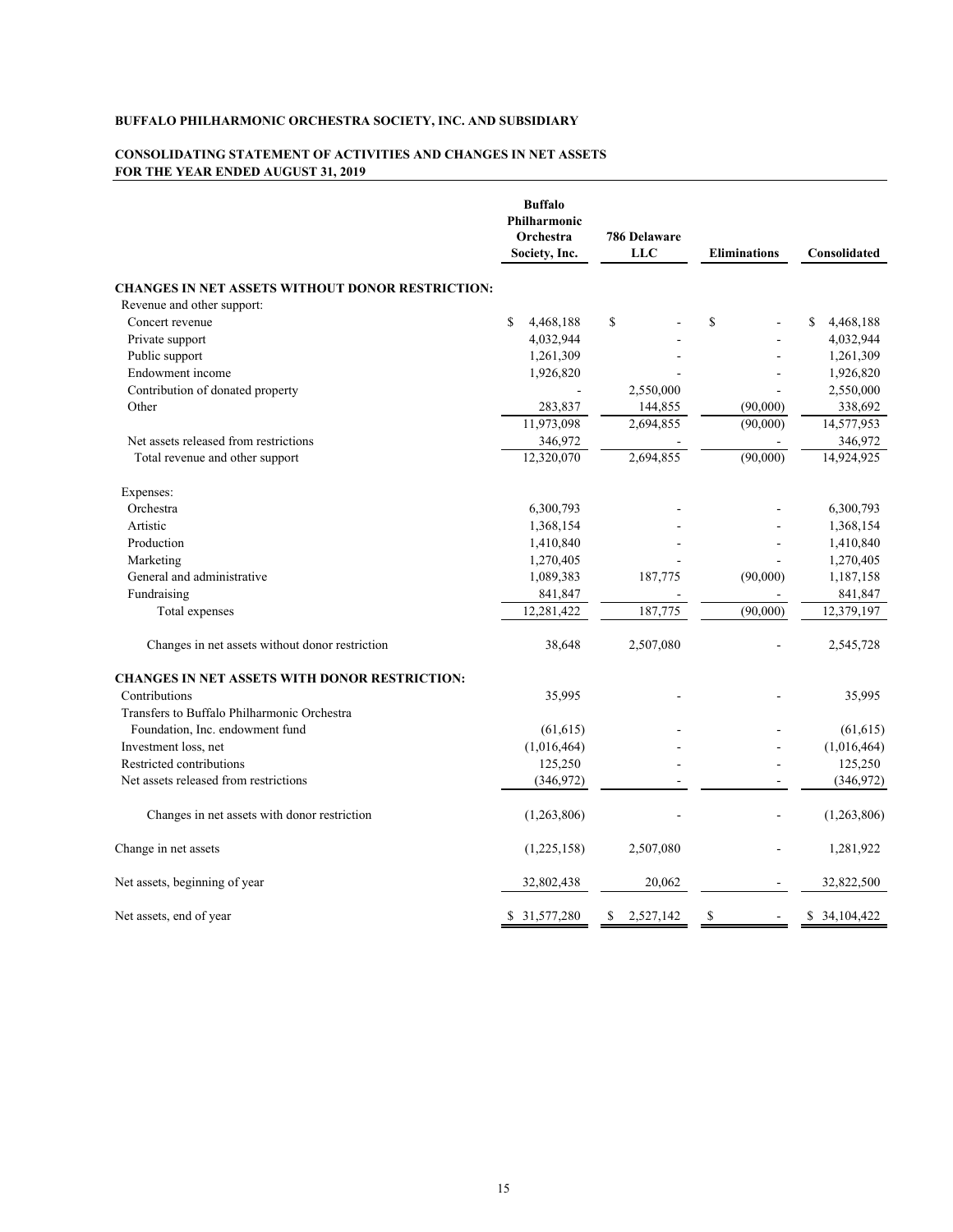**BUFFALO PHILHARMONIC ORCHESTRA SOCIETY, INC. AND SUBSIDIARY**

**CONSOLIDATING STATEMENT OF ACTIVITIES AND CHANGES IN NET ASSETS**
**FOR THE YEAR ENDED AUGUST 31, 2019**

| | Buffalo Philharmonic Orchestra Society, Inc. | 786 Delaware LLC | Eliminations | Consolidated |
|---|---|---|---|---|
| **CHANGES IN NET ASSETS WITHOUT DONOR RESTRICTION:** | | | | |
| Revenue and other support: | | | | |
| Concert revenue | $ 4,468,188 | $ - | $ - | $ 4,468,188 |
| Private support | 4,032,944 | - | - | 4,032,944 |
| Public support | 1,261,309 | - | - | 1,261,309 |
| Endowment income | 1,926,820 | - | - | 1,926,820 |
| Contribution of donated property | - | 2,550,000 | - | 2,550,000 |
| Other | 283,837 | 144,855 | (90,000) | 338,692 |
| | 11,973,098 | 2,694,855 | (90,000) | 14,577,953 |
| Net assets released from restrictions | 346,972 | - | - | 346,972 |
| Total revenue and other support | 12,320,070 | 2,694,855 | (90,000) | 14,924,925 |
| Expenses: | | | | |
| Orchestra | 6,300,793 | - | - | 6,300,793 |
| Artistic | 1,368,154 | - | - | 1,368,154 |
| Production | 1,410,840 | - | - | 1,410,840 |
| Marketing | 1,270,405 | - | - | 1,270,405 |
| General and administrative | 1,089,383 | 187,775 | (90,000) | 1,187,158 |
| Fundraising | 841,847 | - | - | 841,847 |
| Total expenses | 12,281,422 | 187,775 | (90,000) | 12,379,197 |
| Changes in net assets without donor restriction | 38,648 | 2,507,080 | - | 2,545,728 |
| **CHANGES IN NET ASSETS WITH DONOR RESTRICTION:** | | | | |
| Contributions | 35,995 | - | - | 35,995 |
| Transfers to Buffalo Philharmonic Orchestra Foundation, Inc. endowment fund | (61,615) | - | - | (61,615) |
| Investment loss, net | (1,016,464) | - | - | (1,016,464) |
| Restricted contributions | 125,250 | - | - | 125,250 |
| Net assets released from restrictions | (346,972) | - | - | (346,972) |
| Changes in net assets with donor restriction | (1,263,806) | - | - | (1,263,806) |
| Change in net assets | (1,225,158) | 2,507,080 | - | 1,281,922 |
| Net assets, beginning of year | 32,802,438 | 20,062 | - | 32,822,500 |
| Net assets, end of year | $ 31,577,280 | $ 2,527,142 | $ - | $ 34,104,422 |